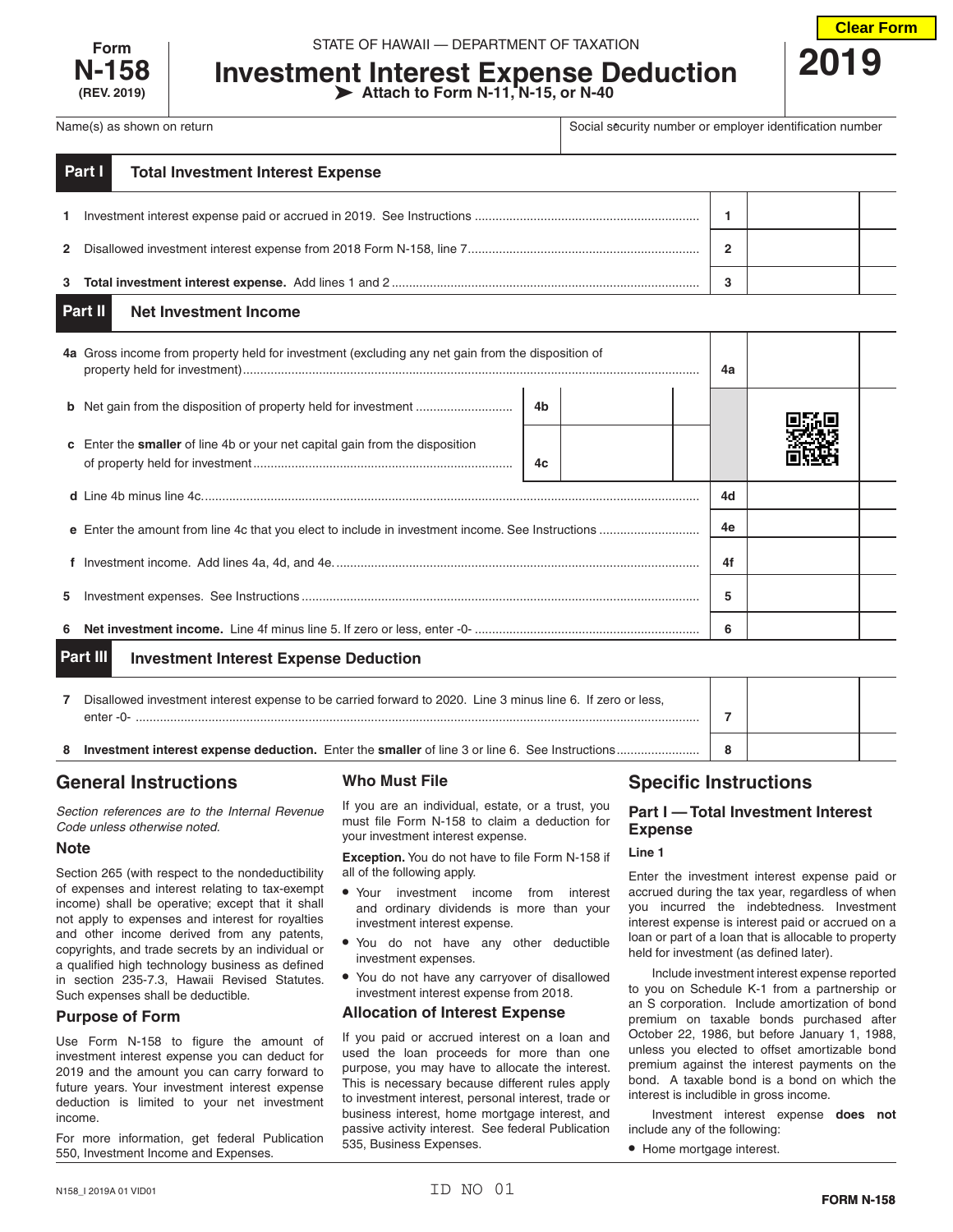Form **N-158** (REV. 2019)

STATE OF HAWAII — DEPARTMENT OF TAXATION

# Investment Interest Expense Deduction

➤ Attach to Form N-11, N-15, or N-40

**2019**

Name(s) as shown on return | Social security number or employer identification number

## Part I Total Investment Interest Expense

| | | | |
|---|---|---|---|
| 1 | Investment interest expense paid or accrued in 2019. See Instructions | 1 | |
| 2 | Disallowed investment interest expense from 2018 Form N-158, line 7 | 2 | |
| 3 | **Total investment interest expense.** Add lines 1 and 2 | 3 | |

## Part II Net Investment Income

| | | | | | |
|---|---|---|---|---|---|
| 4a | Gross income from property held for investment (excluding any net gain from the disposition of property held for investment) | | | 4a | |
| b | Net gain from the disposition of property held for investment | 4b | | | |
| c | Enter the **smaller** of line 4b or your net capital gain from the disposition of property held for investment | 4c | | | |
| d | Line 4b minus line 4c | | | 4d | |
| e | Enter the amount from line 4c that you elect to include in investment income. See Instructions | | | 4e | |
| f | Investment income. Add lines 4a, 4d, and 4e | | | 4f | |
| 5 | Investment expenses. See Instructions | | | 5 | |
| 6 | **Net investment income.** Line 4f minus line 5. If zero or less, enter -0- | | | 6 | |

## Part III Investment Interest Expense Deduction

| | | | |
|---|---|---|---|
| 7 | Disallowed investment interest expense to be carried forward to 2020. Line 3 minus line 6. If zero or less, enter -0- | 7 | |
| 8 | **Investment interest expense deduction.** Enter the **smaller** of line 3 or line 6. See Instructions | 8 | |

## General Instructions

*Section references are to the Internal Revenue Code unless otherwise noted.*

### Note

Section 265 (with respect to the nondeductibility of expenses and interest relating to tax-exempt income) shall be operative; except that it shall not apply to expenses and interest for royalties and other income derived from any patents, copyrights, and trade secrets by an individual or a qualified high technology business as defined in section 235-7.3, Hawaii Revised Statutes. Such expenses shall be deductible.

### Purpose of Form

Use Form N-158 to figure the amount of investment interest expense you can deduct for 2019 and the amount you can carry forward to future years. Your investment interest expense deduction is limited to your net investment income.

For more information, get federal Publication 550, Investment Income and Expenses.

### Who Must File

If you are an individual, estate, or a trust, you must file Form N-158 to claim a deduction for your investment interest expense.

**Exception.** You do not have to file Form N-158 if all of the following apply.

- Your investment income from interest and ordinary dividends is more than your investment interest expense.
- You do not have any other deductible investment expenses.
- You do not have any carryover of disallowed investment interest expense from 2018.

### Allocation of Interest Expense

If you paid or accrued interest on a loan and used the loan proceeds for more than one purpose, you may have to allocate the interest. This is necessary because different rules apply to investment interest, personal interest, trade or business interest, home mortgage interest, and passive activity interest. See federal Publication 535, Business Expenses.

## Specific Instructions

### Part I — Total Investment Interest Expense

#### Line 1

Enter the investment interest expense paid or accrued during the tax year, regardless of when you incurred the indebtedness. Investment interest expense is interest paid or accrued on a loan or part of a loan that is allocable to property held for investment (as defined later).

Include investment interest expense reported to you on Schedule K-1 from a partnership or an S corporation. Include amortization of bond premium on taxable bonds purchased after October 22, 1986, but before January 1, 1988, unless you elected to offset amortizable bond premium against the interest payments on the bond. A taxable bond is a bond on which the interest is includible in gross income.

Investment interest expense **does not** include any of the following:

- Home mortgage interest.

N158_I 2019A 01 VID01 ID NO 01 FORM N-158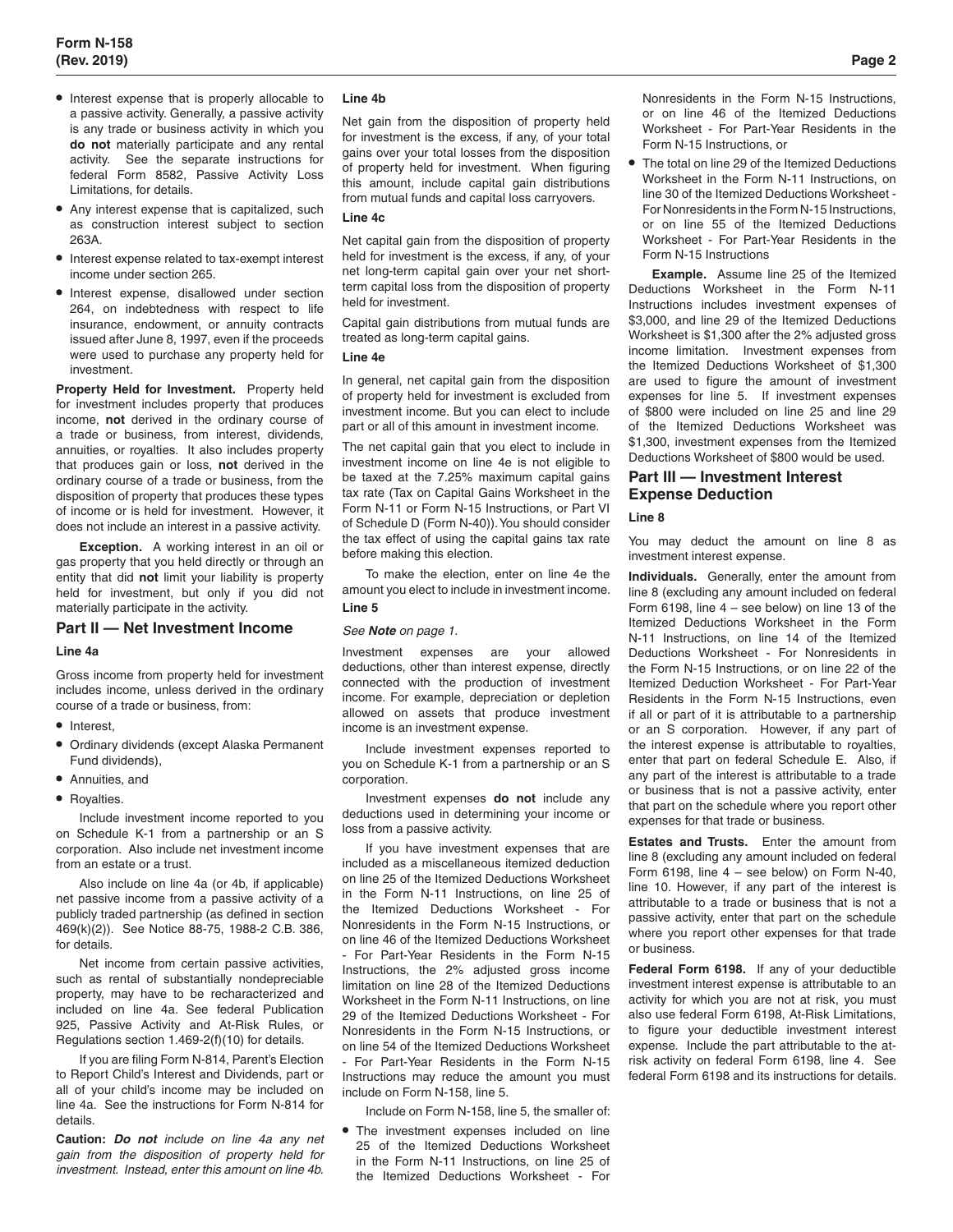- Interest expense that is properly allocable to a passive activity. Generally, a passive activity is any trade or business activity in which you **do not** materially participate and any rental activity. See the separate instructions for federal Form 8582, Passive Activity Loss Limitations, for details.
- Any interest expense that is capitalized, such as construction interest subject to section 263A.
- Interest expense related to tax-exempt interest income under section 265.
- Interest expense, disallowed under section 264, on indebtedness with respect to life insurance, endowment, or annuity contracts issued after June 8, 1997, even if the proceeds were used to purchase any property held for investment.

**Property Held for Investment.** Property held for investment includes property that produces income, **not** derived in the ordinary course of a trade or business, from interest, dividends, annuities, or royalties. It also includes property that produces gain or loss, **not** derived in the ordinary course of a trade or business, from the disposition of property that produces these types of income or is held for investment. However, it does not include an interest in a passive activity.

**Exception.** A working interest in an oil or gas property that you held directly or through an entity that did **not** limit your liability is property held for investment, but only if you did not materially participate in the activity.

## Part II — Net Investment Income

### Line 4a

Gross income from property held for investment includes income, unless derived in the ordinary course of a trade or business, from:

- Interest,
- Ordinary dividends (except Alaska Permanent Fund dividends),
- Annuities, and
- Royalties.

Include investment income reported to you on Schedule K-1 from a partnership or an S corporation. Also include net investment income from an estate or a trust.

Also include on line 4a (or 4b, if applicable) net passive income from a passive activity of a publicly traded partnership (as defined in section 469(k)(2)). See Notice 88-75, 1988-2 C.B. 386, for details.

Net income from certain passive activities, such as rental of substantially nondepreciable property, may have to be recharacterized and included on line 4a. See federal Publication 925, Passive Activity and At-Risk Rules, or Regulations section 1.469-2(f)(10) for details.

If you are filing Form N-814, Parent's Election to Report Child's Interest and Dividends, part or all of your child's income may be included on line 4a. See the instructions for Form N-814 for details.

**Caution:** ***Do not*** *include on line 4a any net gain from the disposition of property held for investment. Instead, enter this amount on line 4b.*

### Line 4b

Net gain from the disposition of property held for investment is the excess, if any, of your total gains over your total losses from the disposition of property held for investment. When figuring this amount, include capital gain distributions from mutual funds and capital loss carryovers.

### Line 4c

Net capital gain from the disposition of property held for investment is the excess, if any, of your net long-term capital gain over your net short-term capital loss from the disposition of property held for investment.

Capital gain distributions from mutual funds are treated as long-term capital gains.

### Line 4e

In general, net capital gain from the disposition of property held for investment is excluded from investment income. But you can elect to include part or all of this amount in investment income.

The net capital gain that you elect to include in investment income on line 4e is not eligible to be taxed at the 7.25% maximum capital gains tax rate (Tax on Capital Gains Worksheet in the Form N-11 or Form N-15 Instructions, or Part VI of Schedule D (Form N-40)). You should consider the tax effect of using the capital gains tax rate before making this election.

To make the election, enter on line 4e the amount you elect to include in investment income.

### Line 5

*See **Note** on page 1.*

Investment expenses are your allowed deductions, other than interest expense, directly connected with the production of investment income. For example, depreciation or depletion allowed on assets that produce investment income is an investment expense.

Include investment expenses reported to you on Schedule K-1 from a partnership or an S corporation.

Investment expenses **do not** include any deductions used in determining your income or loss from a passive activity.

If you have investment expenses that are included as a miscellaneous itemized deduction on line 25 of the Itemized Deductions Worksheet in the Form N-11 Instructions, on line 25 of the Itemized Deductions Worksheet - For Nonresidents in the Form N-15 Instructions, or on line 46 of the Itemized Deductions Worksheet - For Part-Year Residents in the Form N-15 Instructions, the 2% adjusted gross income limitation on line 28 of the Itemized Deductions Worksheet in the Form N-11 Instructions, on line 29 of the Itemized Deductions Worksheet - For Nonresidents in the Form N-15 Instructions, or on line 54 of the Itemized Deductions Worksheet - For Part-Year Residents in the Form N-15 Instructions may reduce the amount you must include on Form N-158, line 5.

Include on Form N-158, line 5, the smaller of:

- The investment expenses included on line 25 of the Itemized Deductions Worksheet in the Form N-11 Instructions, on line 25 of the Itemized Deductions Worksheet - For Nonresidents in the Form N-15 Instructions, or on line 46 of the Itemized Deductions Worksheet - For Part-Year Residents in the Form N-15 Instructions, or
- The total on line 29 of the Itemized Deductions Worksheet in the Form N-11 Instructions, on line 30 of the Itemized Deductions Worksheet - For Nonresidents in the Form N-15 Instructions, or on line 55 of the Itemized Deductions Worksheet - For Part-Year Residents in the Form N-15 Instructions

**Example.** Assume line 25 of the Itemized Deductions Worksheet in the Form N-11 Instructions includes investment expenses of $3,000, and line 29 of the Itemized Deductions Worksheet is $1,300 after the 2% adjusted gross income limitation. Investment expenses from the Itemized Deductions Worksheet of $1,300 are used to figure the amount of investment expenses for line 5. If investment expenses of $800 were included on line 25 and line 29 of the Itemized Deductions Worksheet was $1,300, investment expenses from the Itemized Deductions Worksheet of $800 would be used.

## Part III — Investment Interest Expense Deduction

### Line 8

You may deduct the amount on line 8 as investment interest expense.

**Individuals.** Generally, enter the amount from line 8 (excluding any amount included on federal Form 6198, line 4 – see below) on line 13 of the Itemized Deductions Worksheet in the Form N-11 Instructions, on line 14 of the Itemized Deductions Worksheet - For Nonresidents in the Form N-15 Instructions, or on line 22 of the Itemized Deduction Worksheet - For Part-Year Residents in the Form N-15 Instructions, even if all or part of it is attributable to a partnership or an S corporation. However, if any part of the interest expense is attributable to royalties, enter that part on federal Schedule E. Also, if any part of the interest is attributable to a trade or business that is not a passive activity, enter that part on the schedule where you report other expenses for that trade or business.

**Estates and Trusts.** Enter the amount from line 8 (excluding any amount included on federal Form 6198, line 4 – see below) on Form N-40, line 10. However, if any part of the interest is attributable to a trade or business that is not a passive activity, enter that part on the schedule where you report other expenses for that trade or business.

**Federal Form 6198.** If any of your deductible investment interest expense is attributable to an activity for which you are not at risk, you must also use federal Form 6198, At-Risk Limitations, to figure your deductible investment interest expense. Include the part attributable to the at-risk activity on federal Form 6198, line 4. See federal Form 6198 and its instructions for details.